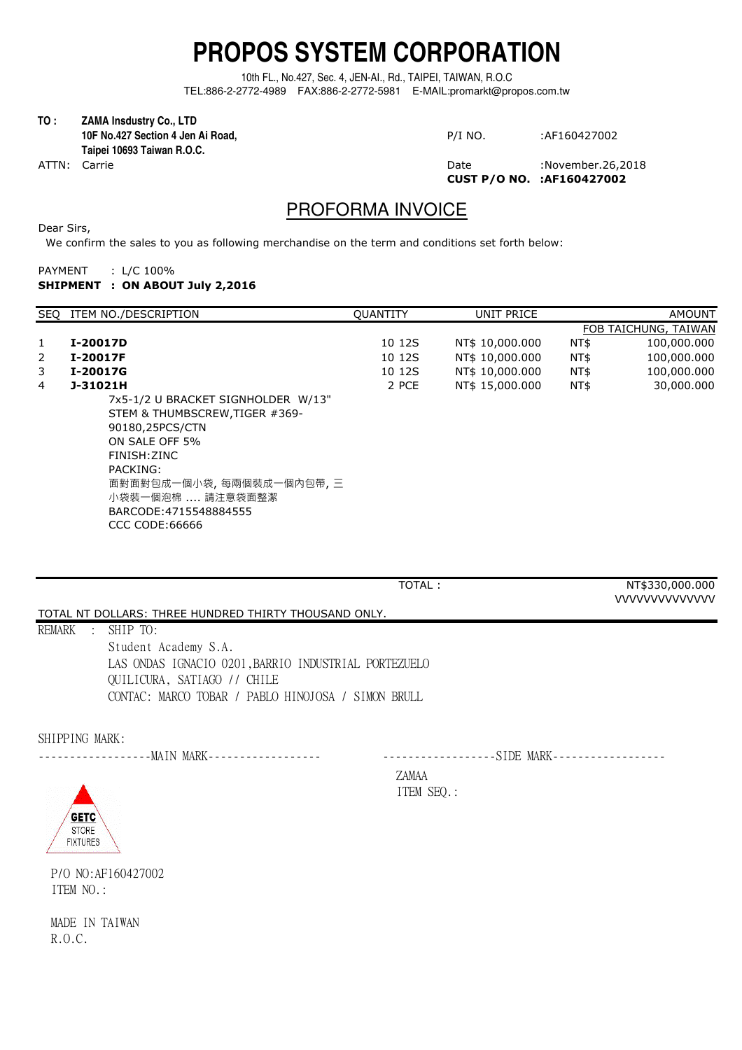# PROPOS SYSTEM CORPORATION

10th FL., No.427, Sec. 4, JEN-AI., Rd., TAIPEI, TAIWAN, R.O.C
TEL:886-2-2772-4989 FAX:886-2-2772-5981 E-MAIL:promarkt@propos.com.tw

**TO : ZAMA Insdustry Co., LTD**
**10F No.427 Section 4 Jen Ai Road,**
**Taipei 10693 Taiwan R.O.C.**
ATTN: Carrie

P/I NO. :AF160427002
Date :November.26,2018
**CUST P/O NO. :AF160427002**

## PROFORMA INVOICE

Dear Sirs,
We confirm the sales to you as following merchandise on the term and conditions set forth below:

PAYMENT : L/C 100%
**SHIPMENT : ON ABOUT July 2,2016**

| SEQ | ITEM NO./DESCRIPTION | QUANTITY | UNIT PRICE | | AMOUNT |
|---|---|---|---|---|---|
| | | | | | FOB TAICHUNG, TAIWAN |
| 1 | **I-20017D** | 10 12S | NT$ 10,000.000 | NT$ | 100,000.000 |
| 2 | **I-20017F** | 10 12S | NT$ 10,000.000 | NT$ | 100,000.000 |
| 3 | **I-20017G** | 10 12S | NT$ 10,000.000 | NT$ | 100,000.000 |
| 4 | **J-31021H** | 2 PCE | NT$ 15,000.000 | NT$ | 30,000.000 |
| | 7x5-1/2 U BRACKET SIGNHOLDER W/13" STEM & THUMBSCREW,TIGER #369-90180,25PCS/CTN<br>ON SALE OFF 5%<br>FINISH:ZINC<br>PACKING:<br>面對面對包成一個小袋, 每兩個裝成一個內包帶, 三小袋裝一個泡棉 .... 請注意袋面整潔<br>BARCODE:4715548884555<br>CCC CODE:66666 | | | | |
| | | | TOTAL : | | NT$330,000.000 |

VVVVVVVVVVVVVV

TOTAL NT DOLLARS: THREE HUNDRED THIRTY THOUSAND ONLY.

REMARK : SHIP TO:
Student Academy S.A.
LAS ONDAS IGNACIO 0201,BARRIO INDUSTRIAL PORTEZUELO
QUILICURA, SATIAGO // CHILE
CONTAC: MARCO TOBAR / PABLO HINOJOSA / SIMON BRULL

SHIPPING MARK:

-----------------MAIN MARK-----------------

GETC STORE FIXTURES

P/O NO:AF160427002
ITEM NO.:

MADE IN TAIWAN
R.O.C.

-----------------SIDE MARK-----------------

ZAMAA
ITEM SEQ.: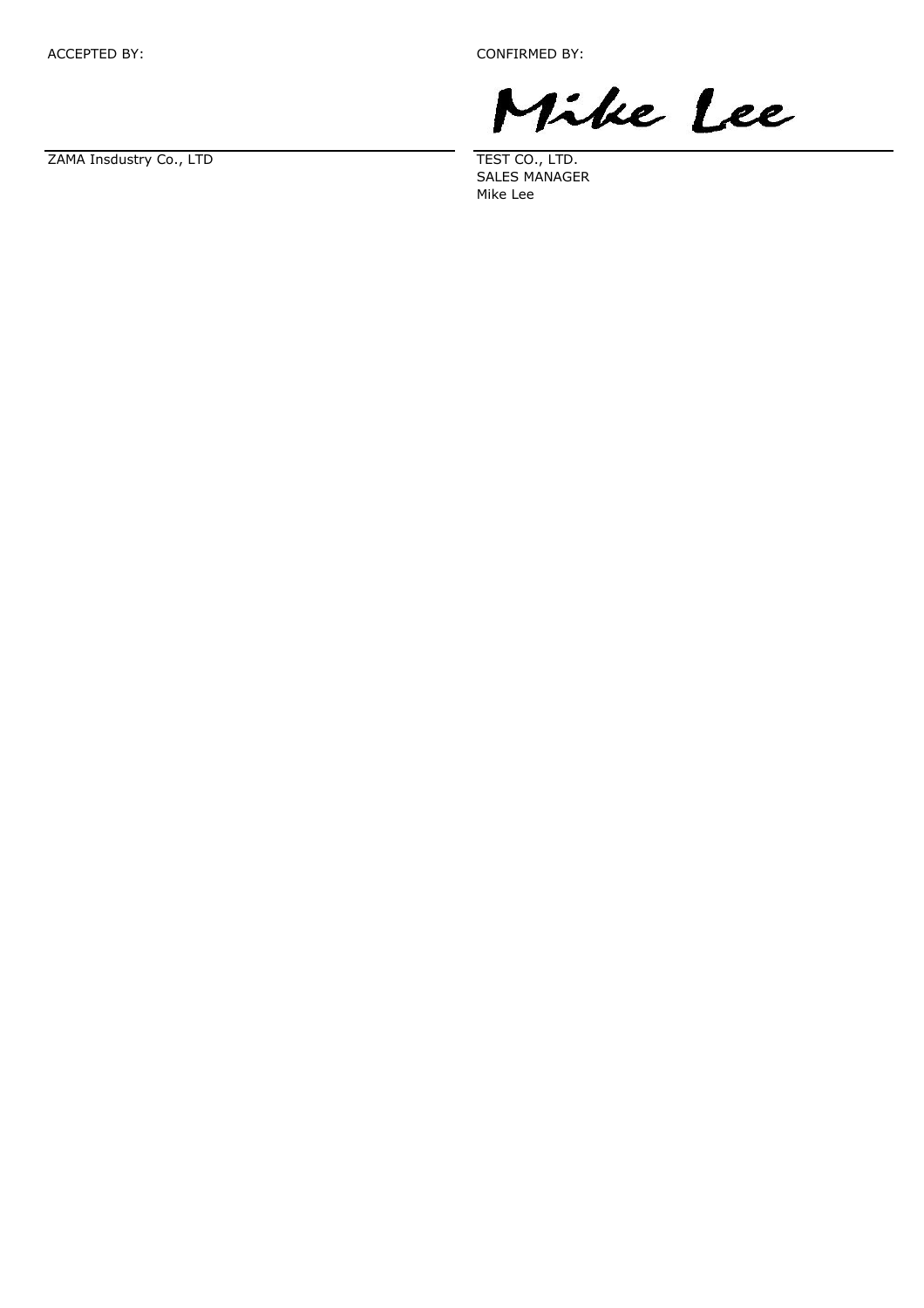| ACCEPTED BY: | CONFIRMED BY: |
| --- | --- |
| | Mike Lee |
| ZAMA Insdustry Co., LTD | TEST CO., LTD.<br>SALES MANAGER<br>Mike Lee |